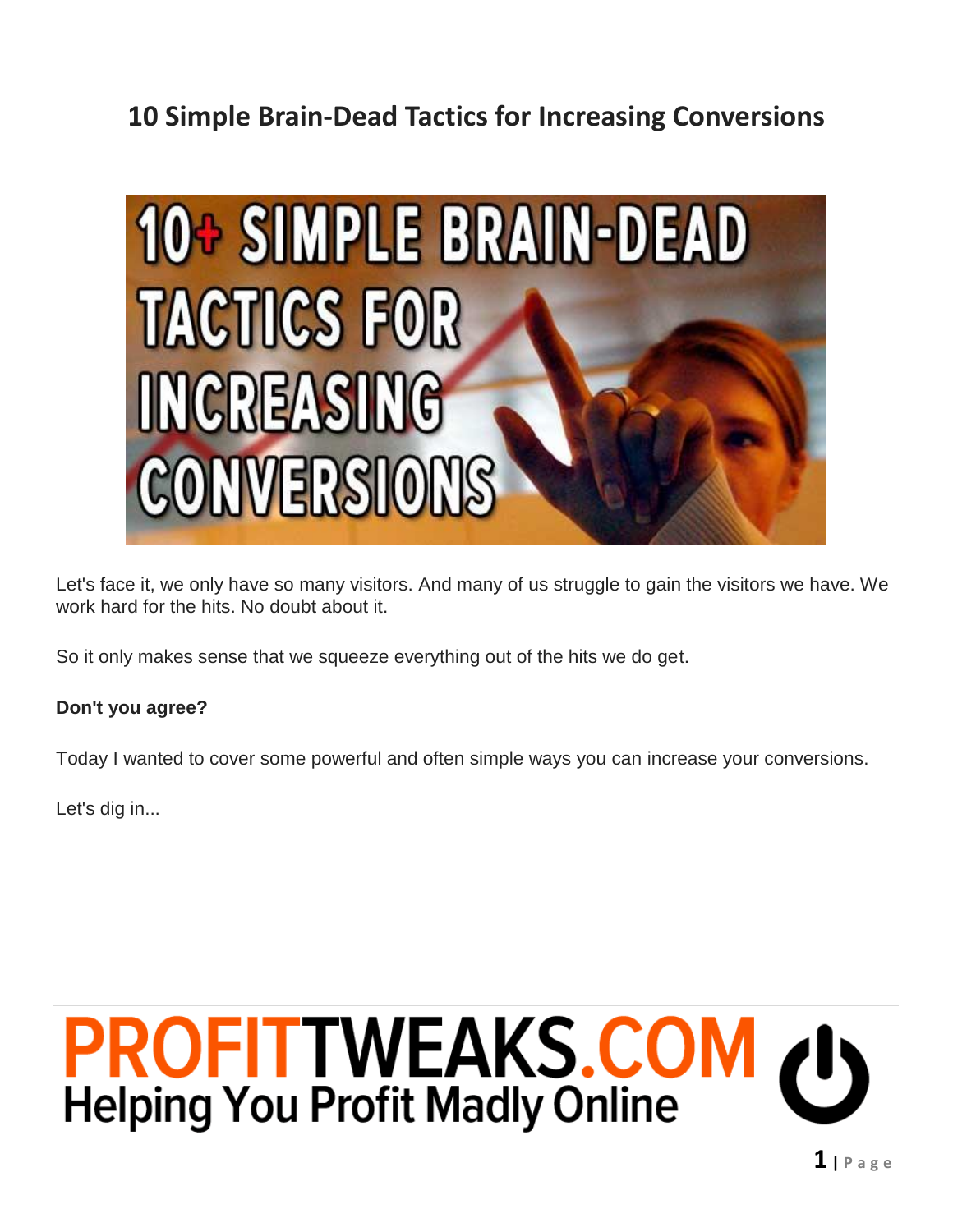# 10 Simple Brain-Dead Tactics for Increasing Conversions

Let's face it, we only have so many visitors. And many of us struggle to gain the visitors we have. We work hard for the hits. No doubt about it.

So it only makes sense that we squeeze everything out of the hits we do get.

**Don't you agree?**

Today I wanted to cover some powerful and often simple ways you can increase your conversions.

Let's dig in...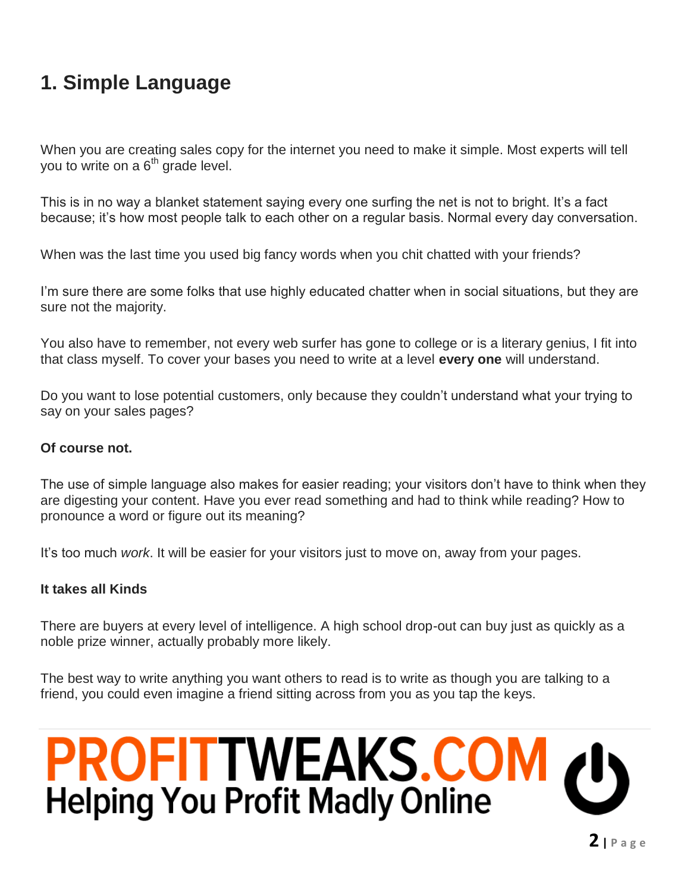## 1. Simple Language

When you are creating sales copy for the internet you need to make it simple. Most experts will tell you to write on a 6th grade level.

This is in no way a blanket statement saying every one surfing the net is not to bright. It's a fact because; it's how most people talk to each other on a regular basis. Normal every day conversation.

When was the last time you used big fancy words when you chit chatted with your friends?

I'm sure there are some folks that use highly educated chatter when in social situations, but they are sure not the majority.

You also have to remember, not every web surfer has gone to college or is a literary genius, I fit into that class myself. To cover your bases you need to write at a level **every one** will understand.

Do you want to lose potential customers, only because they couldn't understand what your trying to say on your sales pages?

**Of course not.**

The use of simple language also makes for easier reading; your visitors don't have to think when they are digesting your content. Have you ever read something and had to think while reading? How to pronounce a word or figure out its meaning?

It's too much *work*. It will be easier for your visitors just to move on, away from your pages.

**It takes all Kinds**

There are buyers at every level of intelligence. A high school drop-out can buy just as quickly as a noble prize winner, actually probably more likely.

The best way to write anything you want others to read is to write as though you are talking to a friend, you could even imagine a friend sitting across from you as you tap the keys.

PROFITTWEAKS.COM
Helping You Profit Madly Online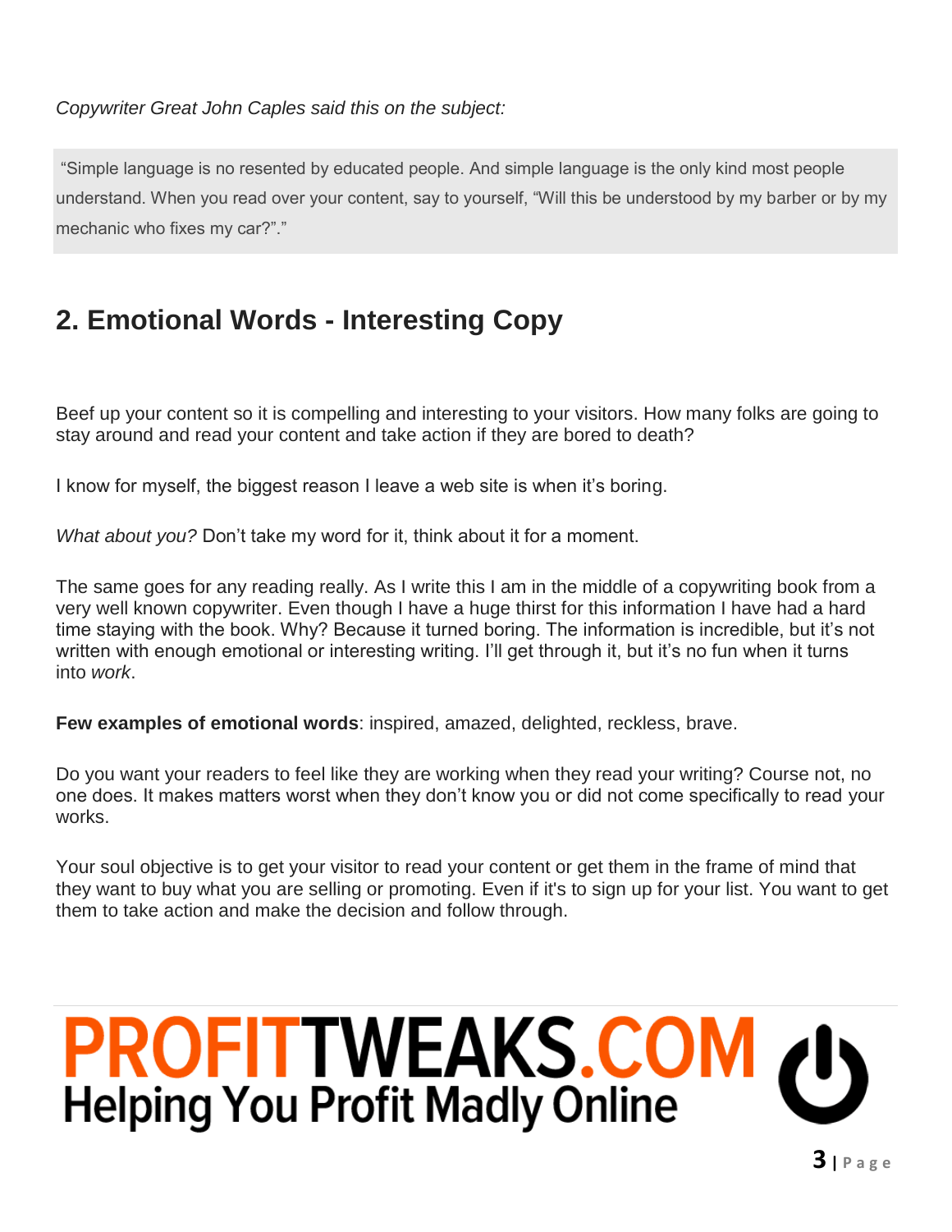*Copywriter Great John Caples said this on the subject:*

> "Simple language is no resented by educated people. And simple language is the only kind most people understand. When you read over your content, say to yourself, "Will this be understood by my barber or by my mechanic who fixes my car?"."

## 2. Emotional Words - Interesting Copy

Beef up your content so it is compelling and interesting to your visitors. How many folks are going to stay around and read your content and take action if they are bored to death?

I know for myself, the biggest reason I leave a web site is when it's boring.

*What about you?* Don't take my word for it, think about it for a moment.

The same goes for any reading really. As I write this I am in the middle of a copywriting book from a very well known copywriter. Even though I have a huge thirst for this information I have had a hard time staying with the book. Why? Because it turned boring. The information is incredible, but it's not written with enough emotional or interesting writing. I'll get through it, but it's no fun when it turns into *work*.

**Few examples of emotional words**: inspired, amazed, delighted, reckless, brave.

Do you want your readers to feel like they are working when they read your writing? Course not, no one does. It makes matters worst when they don't know you or did not come specifically to read your works.

Your soul objective is to get your visitor to read your content or get them in the frame of mind that they want to buy what you are selling or promoting. Even if it's to sign up for your list. You want to get them to take action and make the decision and follow through.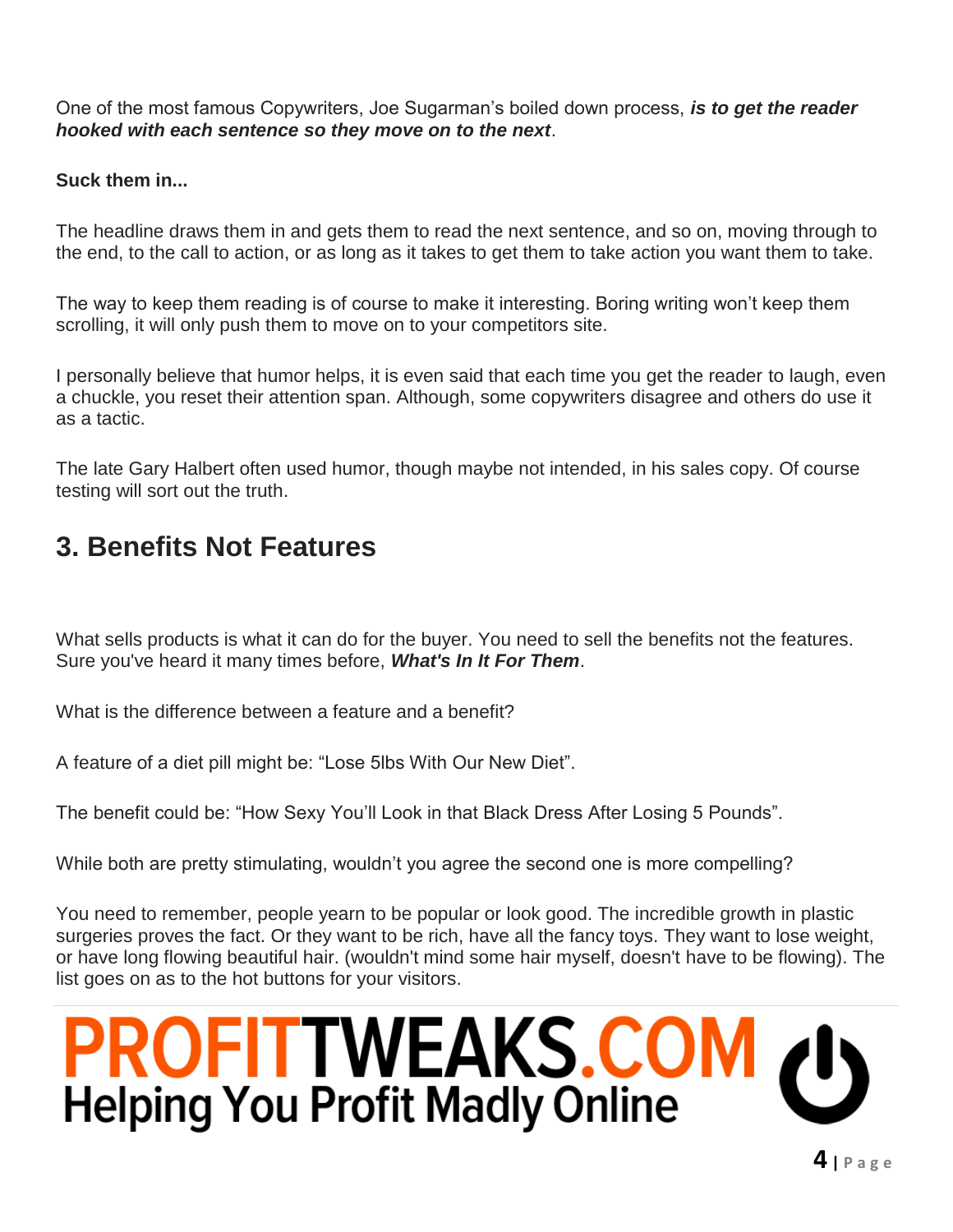One of the most famous Copywriters, Joe Sugarman's boiled down process, ***is to get the reader hooked with each sentence so they move on to the next***.

**Suck them in...**

The headline draws them in and gets them to read the next sentence, and so on, moving through to the end, to the call to action, or as long as it takes to get them to take action you want them to take.

The way to keep them reading is of course to make it interesting. Boring writing won't keep them scrolling, it will only push them to move on to your competitors site.

I personally believe that humor helps, it is even said that each time you get the reader to laugh, even a chuckle, you reset their attention span. Although, some copywriters disagree and others do use it as a tactic.

The late Gary Halbert often used humor, though maybe not intended, in his sales copy. Of course testing will sort out the truth.

## 3. Benefits Not Features

What sells products is what it can do for the buyer. You need to sell the benefits not the features. Sure you've heard it many times before, ***What's In It For Them***.

What is the difference between a feature and a benefit?

A feature of a diet pill might be: "Lose 5lbs With Our New Diet".

The benefit could be: "How Sexy You'll Look in that Black Dress After Losing 5 Pounds".

While both are pretty stimulating, wouldn't you agree the second one is more compelling?

You need to remember, people yearn to be popular or look good. The incredible growth in plastic surgeries proves the fact. Or they want to be rich, have all the fancy toys. They want to lose weight, or have long flowing beautiful hair. (wouldn't mind some hair myself, doesn't have to be flowing). The list goes on as to the hot buttons for your visitors.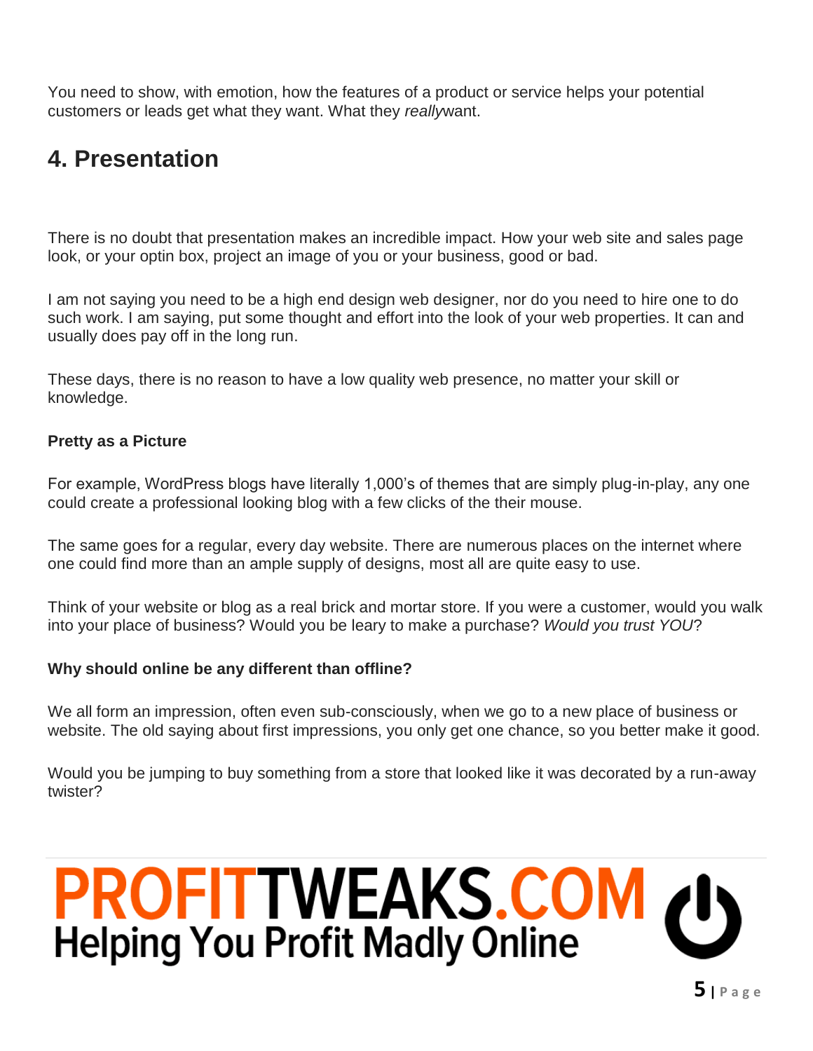You need to show, with emotion, how the features of a product or service helps your potential customers or leads get what they want. What they *really*want.

## 4. Presentation

There is no doubt that presentation makes an incredible impact. How your web site and sales page look, or your optin box, project an image of you or your business, good or bad.

I am not saying you need to be a high end design web designer, nor do you need to hire one to do such work. I am saying, put some thought and effort into the look of your web properties. It can and usually does pay off in the long run.

These days, there is no reason to have a low quality web presence, no matter your skill or knowledge.

**Pretty as a Picture**

For example, WordPress blogs have literally 1,000's of themes that are simply plug-in-play, any one could create a professional looking blog with a few clicks of the their mouse.

The same goes for a regular, every day website. There are numerous places on the internet where one could find more than an ample supply of designs, most all are quite easy to use.

Think of your website or blog as a real brick and mortar store. If you were a customer, would you walk into your place of business? Would you be leary to make a purchase? *Would you trust YOU*?

**Why should online be any different than offline?**

We all form an impression, often even sub-consciously, when we go to a new place of business or website. The old saying about first impressions, you only get one chance, so you better make it good.

Would you be jumping to buy something from a store that looked like it was decorated by a run-away twister?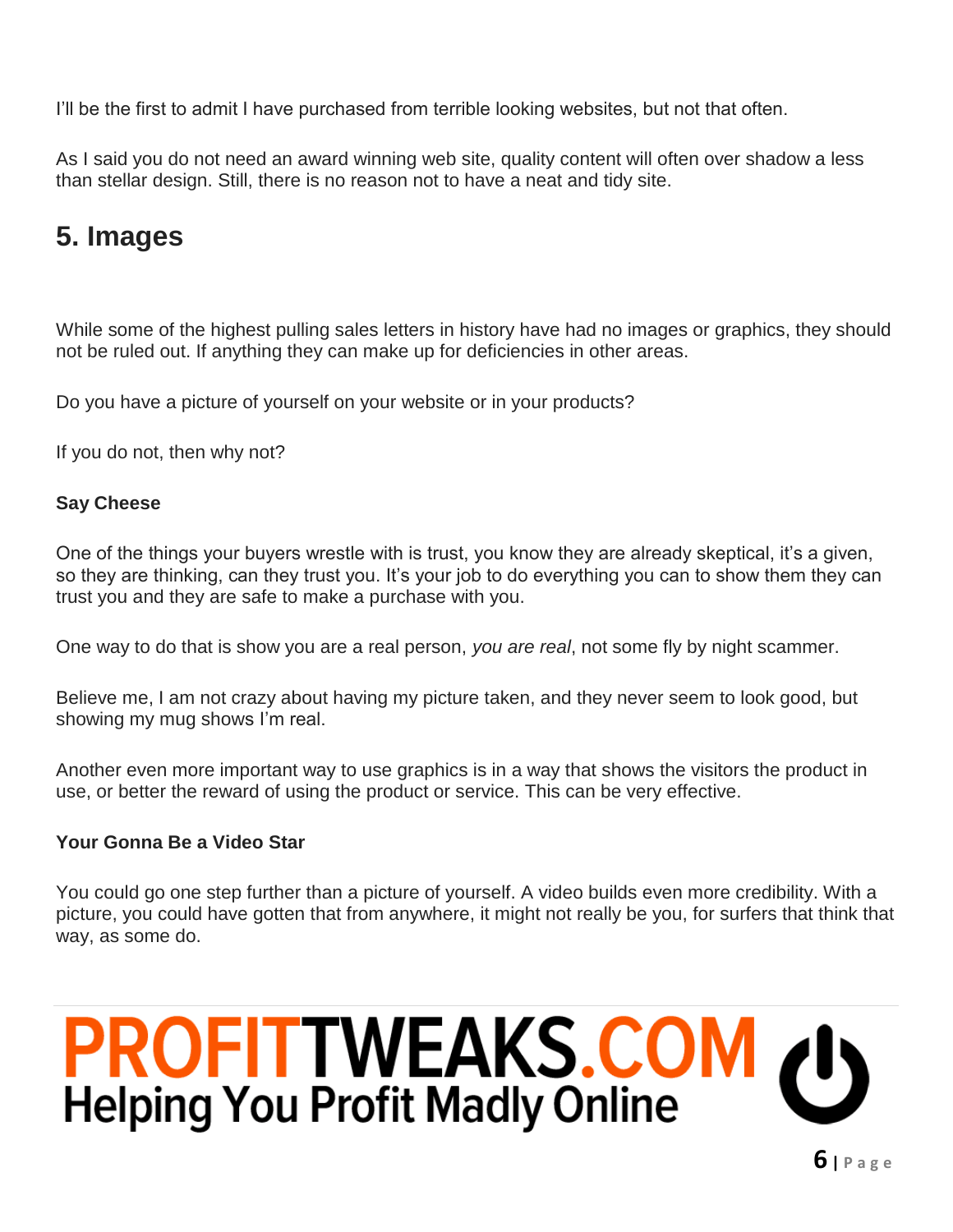I'll be the first to admit I have purchased from terrible looking websites, but not that often.

As I said you do not need an award winning web site, quality content will often over shadow a less than stellar design. Still, there is no reason not to have a neat and tidy site.

## 5. Images

While some of the highest pulling sales letters in history have had no images or graphics, they should not be ruled out. If anything they can make up for deficiencies in other areas.

Do you have a picture of yourself on your website or in your products?

If you do not, then why not?

**Say Cheese**

One of the things your buyers wrestle with is trust, you know they are already skeptical, it's a given, so they are thinking, can they trust you. It's your job to do everything you can to show them they can trust you and they are safe to make a purchase with you.

One way to do that is show you are a real person, *you are real*, not some fly by night scammer.

Believe me, I am not crazy about having my picture taken, and they never seem to look good, but showing my mug shows I'm real.

Another even more important way to use graphics is in a way that shows the visitors the product in use, or better the reward of using the product or service. This can be very effective.

**Your Gonna Be a Video Star**

You could go one step further than a picture of yourself. A video builds even more credibility. With a picture, you could have gotten that from anywhere, it might not really be you, for surfers that think that way, as some do.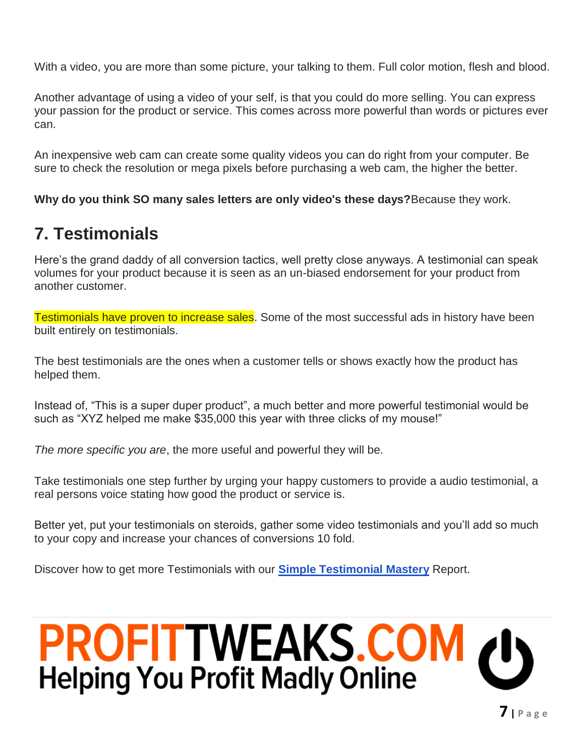With a video, you are more than some picture, your talking to them. Full color motion, flesh and blood.

Another advantage of using a video of your self, is that you could do more selling. You can express your passion for the product or service. This comes across more powerful than words or pictures ever can.

An inexpensive web cam can create some quality videos you can do right from your computer. Be sure to check the resolution or mega pixels before purchasing a web cam, the higher the better.

**Why do you think SO many sales letters are only video's these days?**Because they work.

## 7. Testimonials

Here's the grand daddy of all conversion tactics, well pretty close anyways. A testimonial can speak volumes for your product because it is seen as an un-biased endorsement for your product from another customer.

Testimonials have proven to increase sales. Some of the most successful ads in history have been built entirely on testimonials.

The best testimonials are the ones when a customer tells or shows exactly how the product has helped them.

Instead of, "This is a super duper product", a much better and more powerful testimonial would be such as "XYZ helped me make $35,000 this year with three clicks of my mouse!"

*The more specific you are*, the more useful and powerful they will be.

Take testimonials one step further by urging your happy customers to provide a audio testimonial, a real persons voice stating how good the product or service is.

Better yet, put your testimonials on steroids, gather some video testimonials and you'll add so much to your copy and increase your chances of conversions 10 fold.

Discover how to get more Testimonials with our **Simple Testimonial Mastery** Report.

PROFITTWEAKS.COM
Helping You Profit Madly Online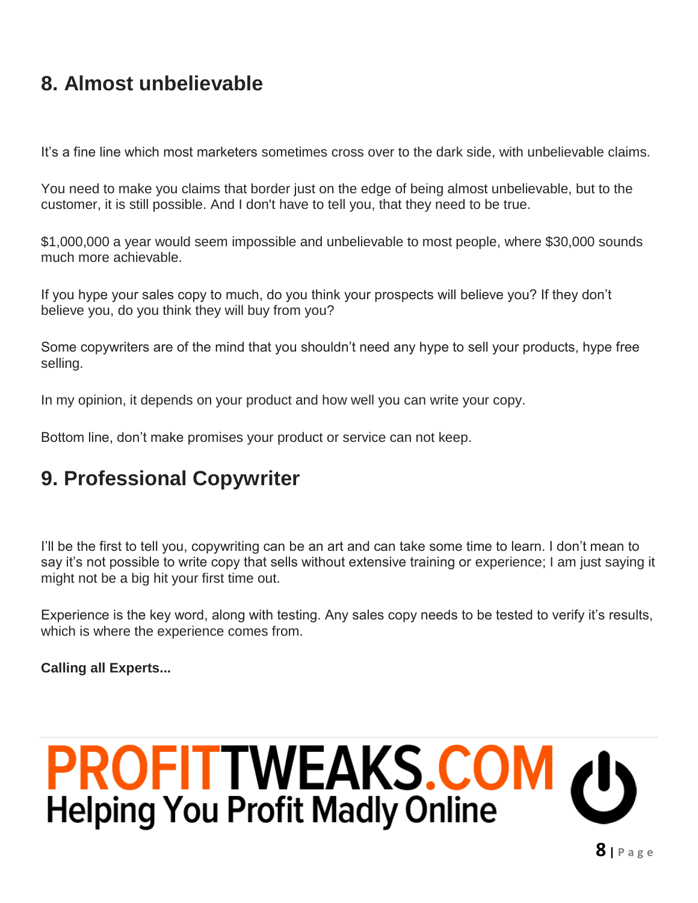## 8. Almost unbelievable

It's a fine line which most marketers sometimes cross over to the dark side, with unbelievable claims.

You need to make you claims that border just on the edge of being almost unbelievable, but to the customer, it is still possible. And I don't have to tell you, that they need to be true.

$1,000,000 a year would seem impossible and unbelievable to most people, where $30,000 sounds much more achievable.

If you hype your sales copy to much, do you think your prospects will believe you? If they don't believe you, do you think they will buy from you?

Some copywriters are of the mind that you shouldn't need any hype to sell your products, hype free selling.

In my opinion, it depends on your product and how well you can write your copy.

Bottom line, don't make promises your product or service can not keep.

## 9. Professional Copywriter

I'll be the first to tell you, copywriting can be an art and can take some time to learn. I don't mean to say it's not possible to write copy that sells without extensive training or experience; I am just saying it might not be a big hit your first time out.

Experience is the key word, along with testing. Any sales copy needs to be tested to verify it's results, which is where the experience comes from.

**Calling all Experts...**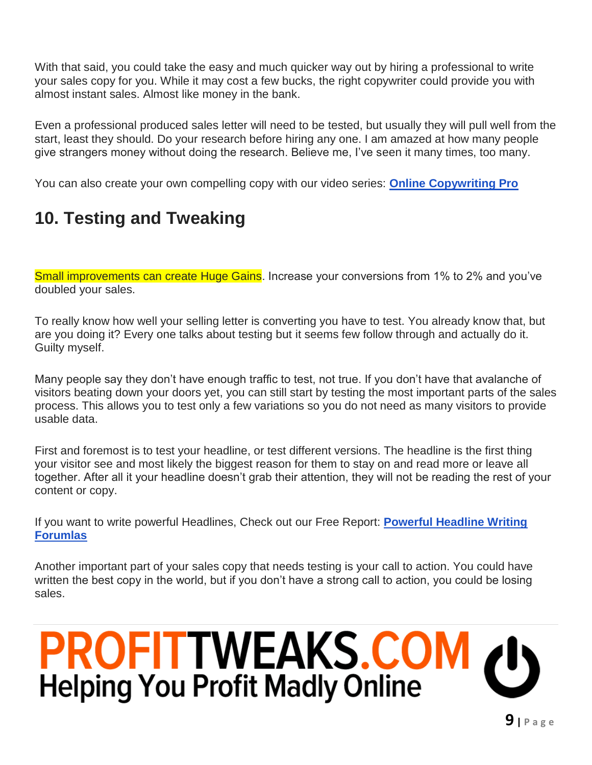With that said, you could take the easy and much quicker way out by hiring a professional to write your sales copy for you. While it may cost a few bucks, the right copywriter could provide you with almost instant sales. Almost like money in the bank.

Even a professional produced sales letter will need to be tested, but usually they will pull well from the start, least they should. Do your research before hiring any one. I am amazed at how many people give strangers money without doing the research. Believe me, I've seen it many times, too many.

You can also create your own compelling copy with our video series: **Online Copywriting Pro**

## 10. Testing and Tweaking

Small improvements can create Huge Gains. Increase your conversions from 1% to 2% and you've doubled your sales.

To really know how well your selling letter is converting you have to test. You already know that, but are you doing it? Every one talks about testing but it seems few follow through and actually do it. Guilty myself.

Many people say they don't have enough traffic to test, not true. If you don't have that avalanche of visitors beating down your doors yet, you can still start by testing the most important parts of the sales process. This allows you to test only a few variations so you do not need as many visitors to provide usable data.

First and foremost is to test your headline, or test different versions. The headline is the first thing your visitor see and most likely the biggest reason for them to stay on and read more or leave all together. After all it your headline doesn't grab their attention, they will not be reading the rest of your content or copy.

If you want to write powerful Headlines, Check out our Free Report: **Powerful Headline Writing Forumlas**

Another important part of your sales copy that needs testing is your call to action. You could have written the best copy in the world, but if you don't have a strong call to action, you could be losing sales.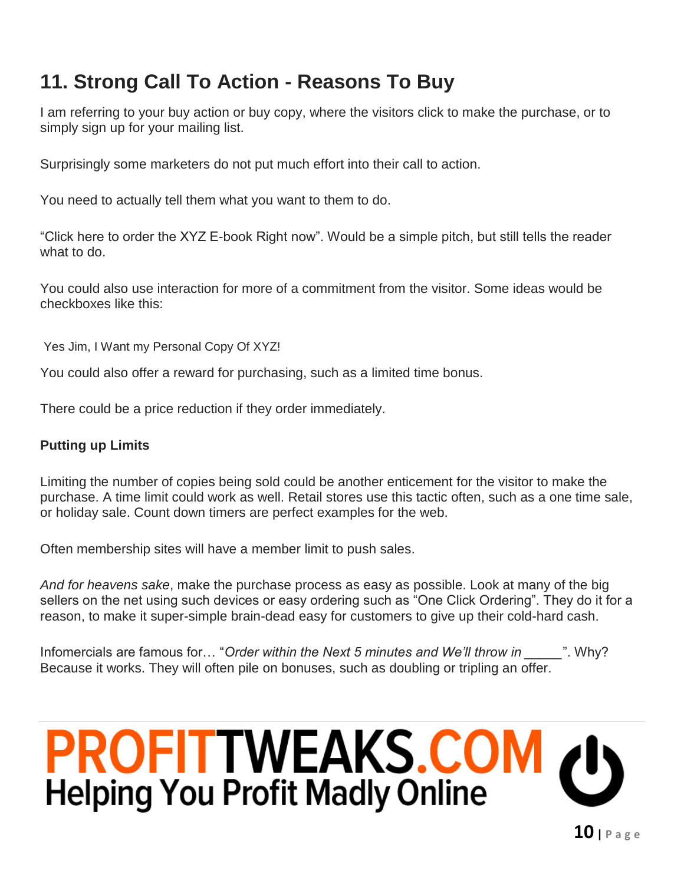## 11. Strong Call To Action - Reasons To Buy

I am referring to your buy action or buy copy, where the visitors click to make the purchase, or to simply sign up for your mailing list.

Surprisingly some marketers do not put much effort into their call to action.

You need to actually tell them what you want to them to do.

“Click here to order the XYZ E-book Right now”. Would be a simple pitch, but still tells the reader what to do.

You could also use interaction for more of a commitment from the visitor. Some ideas would be checkboxes like this:

Yes Jim, I Want my Personal Copy Of XYZ!

You could also offer a reward for purchasing, such as a limited time bonus.

There could be a price reduction if they order immediately.

**Putting up Limits**

Limiting the number of copies being sold could be another enticement for the visitor to make the purchase. A time limit could work as well. Retail stores use this tactic often, such as a one time sale, or holiday sale. Count down timers are perfect examples for the web.

Often membership sites will have a member limit to push sales.

*And for heavens sake*, make the purchase process as easy as possible. Look at many of the big sellers on the net using such devices or easy ordering such as “One Click Ordering”. They do it for a reason, to make it super-simple brain-dead easy for customers to give up their cold-hard cash.

Infomercials are famous for… “*Order within the Next 5 minutes and We’ll throw in* _____”. Why? Because it works. They will often pile on bonuses, such as doubling or tripling an offer.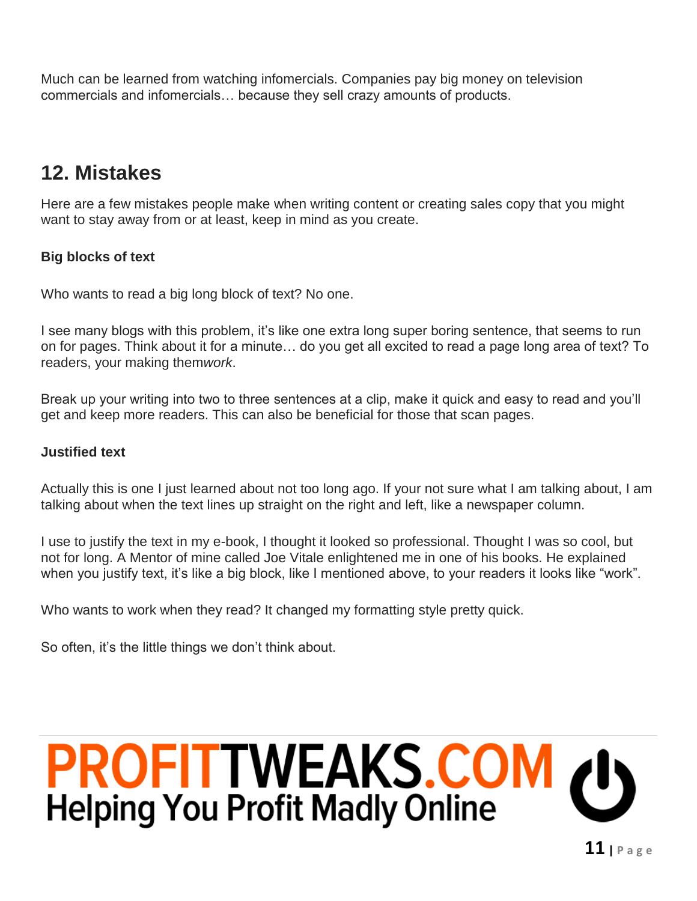Much can be learned from watching infomercials. Companies pay big money on television commercials and infomercials… because they sell crazy amounts of products.

## 12. Mistakes

Here are a few mistakes people make when writing content or creating sales copy that you might want to stay away from or at least, keep in mind as you create.

**Big blocks of text**

Who wants to read a big long block of text? No one.

I see many blogs with this problem, it's like one extra long super boring sentence, that seems to run on for pages. Think about it for a minute… do you get all excited to read a page long area of text? To readers, your making them*work*.

Break up your writing into two to three sentences at a clip, make it quick and easy to read and you'll get and keep more readers. This can also be beneficial for those that scan pages.

**Justified text**

Actually this is one I just learned about not too long ago. If your not sure what I am talking about, I am talking about when the text lines up straight on the right and left, like a newspaper column.

I use to justify the text in my e-book, I thought it looked so professional. Thought I was so cool, but not for long. A Mentor of mine called Joe Vitale enlightened me in one of his books. He explained when you justify text, it's like a big block, like I mentioned above, to your readers it looks like "work".

Who wants to work when they read? It changed my formatting style pretty quick.

So often, it's the little things we don't think about.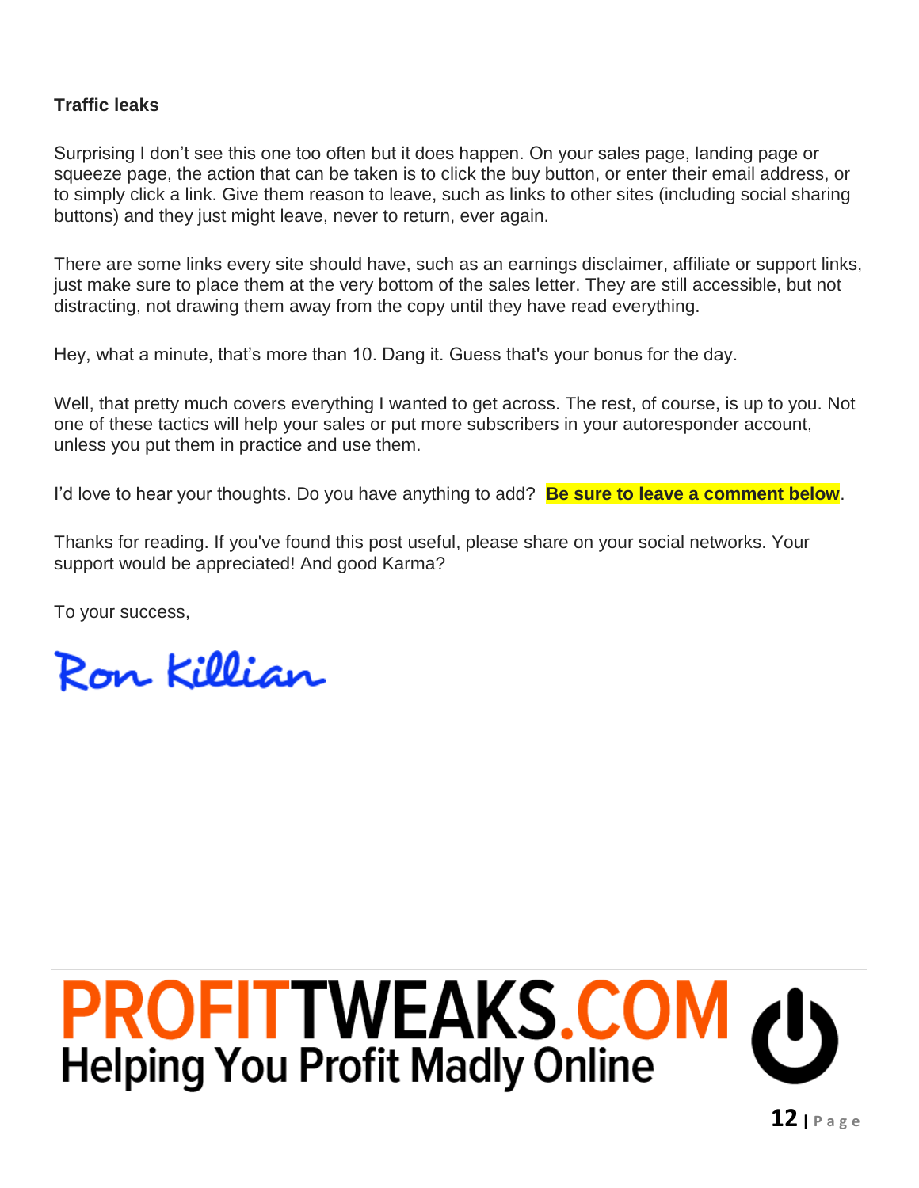**Traffic leaks**

Surprising I don't see this one too often but it does happen. On your sales page, landing page or squeeze page, the action that can be taken is to click the buy button, or enter their email address, or to simply click a link. Give them reason to leave, such as links to other sites (including social sharing buttons) and they just might leave, never to return, ever again.

There are some links every site should have, such as an earnings disclaimer, affiliate or support links, just make sure to place them at the very bottom of the sales letter. They are still accessible, but not distracting, not drawing them away from the copy until they have read everything.

Hey, what a minute, that's more than 10. Dang it. Guess that's your bonus for the day.

Well, that pretty much covers everything I wanted to get across. The rest, of course, is up to you. Not one of these tactics will help your sales or put more subscribers in your autoresponder account, unless you put them in practice and use them.

I'd love to hear your thoughts. Do you have anything to add? **Be sure to leave a comment below**.

Thanks for reading. If you've found this post useful, please share on your social networks. Your support would be appreciated! And good Karma?

To your success,

Ron Killian

PROFITTWEAKS.COM
Helping You Profit Madly Online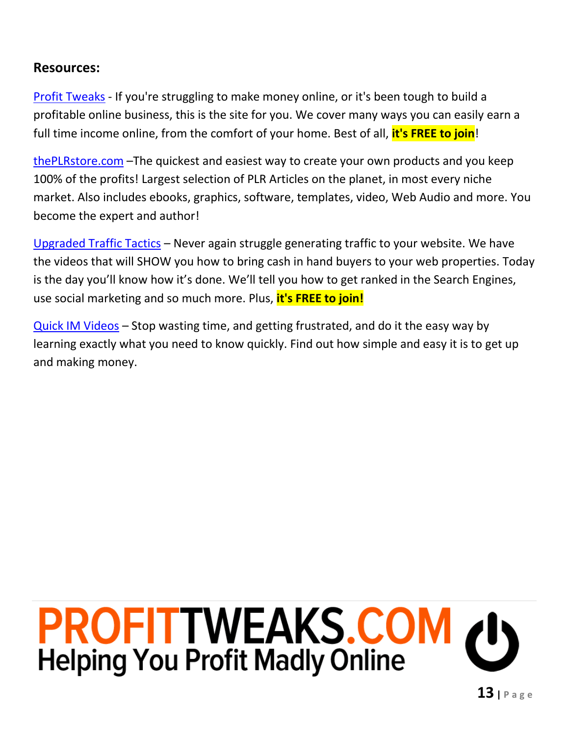**Resources:**

Profit Tweaks - If you're struggling to make money online, or it's been tough to build a profitable online business, this is the site for you. We cover many ways you can easily earn a full time income online, from the comfort of your home. Best of all, **it's FREE to join**!

thePLRstore.com –The quickest and easiest way to create your own products and you keep 100% of the profits! Largest selection of PLR Articles on the planet, in most every niche market. Also includes ebooks, graphics, software, templates, video, Web Audio and more. You become the expert and author!

Upgraded Traffic Tactics – Never again struggle generating traffic to your website. We have the videos that will SHOW you how to bring cash in hand buyers to your web properties. Today is the day you'll know how it's done. We'll tell you how to get ranked in the Search Engines, use social marketing and so much more. Plus, **it's FREE to join!**

Quick IM Videos – Stop wasting time, and getting frustrated, and do it the easy way by learning exactly what you need to know quickly. Find out how simple and easy it is to get up and making money.

PROFITTWEAKS.COM
Helping You Profit Madly Online